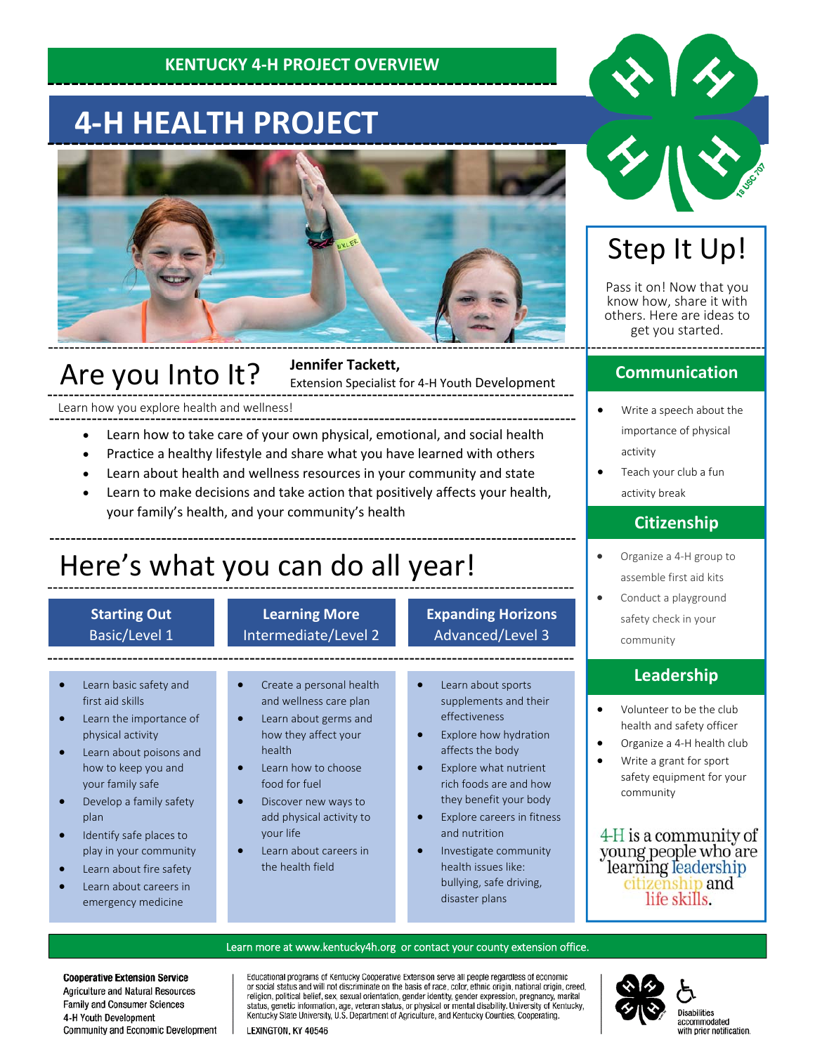KENTUCKY 4-H PROJECT OVERVIEW

# 4-H HEALTH PROJECT

## Are you Into It?

**Jennifer Tackett,**
Extension Specialist for 4-H Youth Development

Learn how you explore health and wellness!

- Learn how to take care of your own physical, emotional, and social health
- Practice a healthy lifestyle and share what you have learned with others
- Learn about health and wellness resources in your community and state
- Learn to make decisions and take action that positively affects your health, your family's health, and your community's health

## Here's what you can do all year!

### Starting Out
Basic/Level 1

- Learn basic safety and first aid skills
- Learn the importance of physical activity
- Learn about poisons and how to keep you and your family safe
- Develop a family safety plan
- Identify safe places to play in your community
- Learn about fire safety
- Learn about careers in emergency medicine

### Learning More
Intermediate/Level 2

- Create a personal health and wellness care plan
- Learn about germs and how they affect your health
- Learn how to choose food for fuel
- Discover new ways to add physical activity to your life
- Learn about careers in the health field

### Expanding Horizons
Advanced/Level 3

- Learn about sports supplements and their effectiveness
- Explore how hydration affects the body
- Explore what nutrient rich foods are and how they benefit your body
- Explore careers in fitness and nutrition
- Investigate community health issues like: bullying, safe driving, disaster plans

## Step It Up!

Pass it on! Now that you know how, share it with others. Here are ideas to get you started.

### Communication

- Write a speech about the importance of physical activity
- Teach your club a fun activity break

### Citizenship

- Organize a 4-H group to assemble first aid kits
- Conduct a playground safety check in your community

### Leadership

- Volunteer to be the club health and safety officer
- Organize a 4-H health club
- Write a grant for sport safety equipment for your community

4-H is a community of young people who are learning leadership citizenship and life skills.

Learn more at www.kentucky4h.org or contact your county extension office.

**Cooperative Extension Service**
Agriculture and Natural Resources
Family and Consumer Sciences
4-H Youth Development
Community and Economic Development

Educational programs of Kentucky Cooperative Extension serve all people regardless of economic or social status and will not discriminate on the basis of race, color, ethnic origin, national origin, creed, religion, political belief, sex, sexual orientation, gender identity, gender expression, pregnancy, marital status, genetic information, age, veteran status, or physical or mental disability. University of Kentucky, Kentucky State University, U.S. Department of Agriculture, and Kentucky Counties, Cooperating.

LEXINGTON, KY 40546

Disabilities accommodated with prior notification.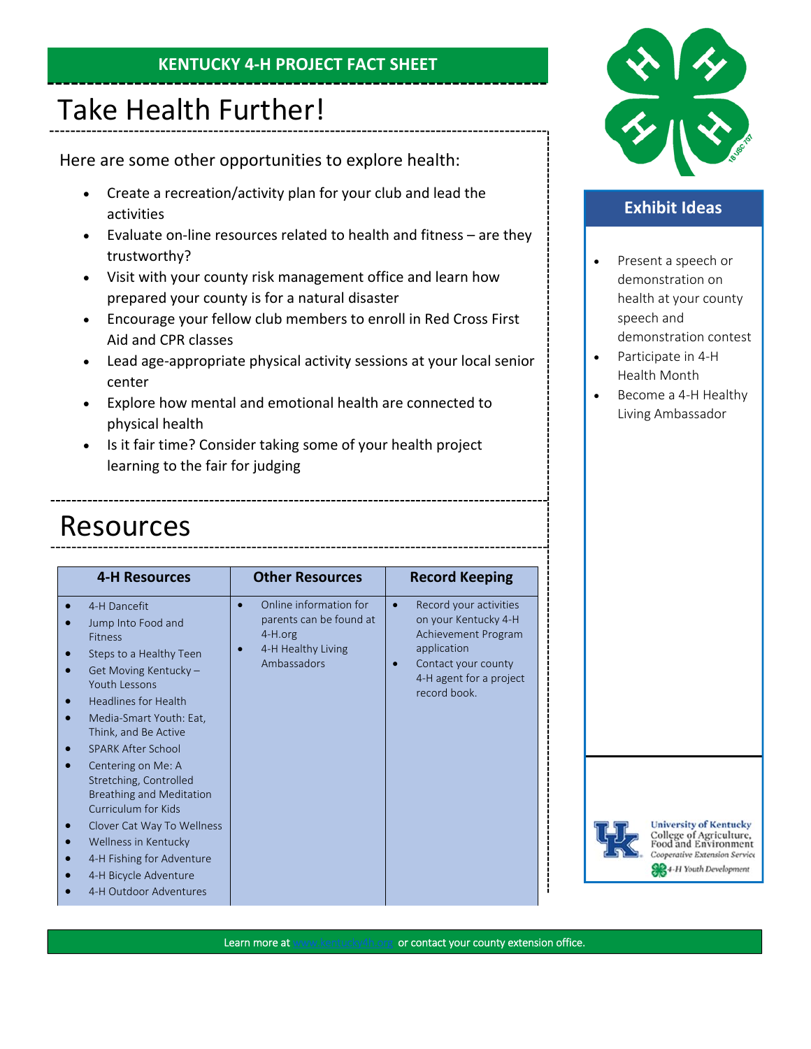KENTUCKY 4-H PROJECT FACT SHEET

# Take Health Further!

Here are some other opportunities to explore health:

- Create a recreation/activity plan for your club and lead the activities
- Evaluate on-line resources related to health and fitness – are they trustworthy?
- Visit with your county risk management office and learn how prepared your county is for a natural disaster
- Encourage your fellow club members to enroll in Red Cross First Aid and CPR classes
- Lead age-appropriate physical activity sessions at your local senior center
- Explore how mental and emotional health are connected to physical health
- Is it fair time? Consider taking some of your health project learning to the fair for judging

# Resources

| 4-H Resources | Other Resources | Record Keeping |
|---|---|---|
| • 4-H Dancefit<br>• Jump Into Food and Fitness<br>• Steps to a Healthy Teen<br>• Get Moving Kentucky – Youth Lessons<br>• Headlines for Health<br>• Media-Smart Youth: Eat, Think, and Be Active<br>• SPARK After School<br>• Centering on Me: A Stretching, Controlled Breathing and Meditation Curriculum for Kids<br>• Clover Cat Way To Wellness<br>• Wellness in Kentucky<br>• 4-H Fishing for Adventure<br>• 4-H Bicycle Adventure<br>• 4-H Outdoor Adventures | • Online information for parents can be found at 4-H.org<br>• 4-H Healthy Living Ambassadors | • Record your activities on your Kentucky 4-H Achievement Program application<br>• Contact your county 4-H agent for a project record book. |

## Exhibit Ideas

- Present a speech or demonstration on health at your county speech and demonstration contest
- Participate in 4-H Health Month
- Become a 4-H Healthy Living Ambassador

University of Kentucky
College of Agriculture, Food and Environment
Cooperative Extension Service
4-H Youth Development

Learn more at www.kentucky4h.org or contact your county extension office.